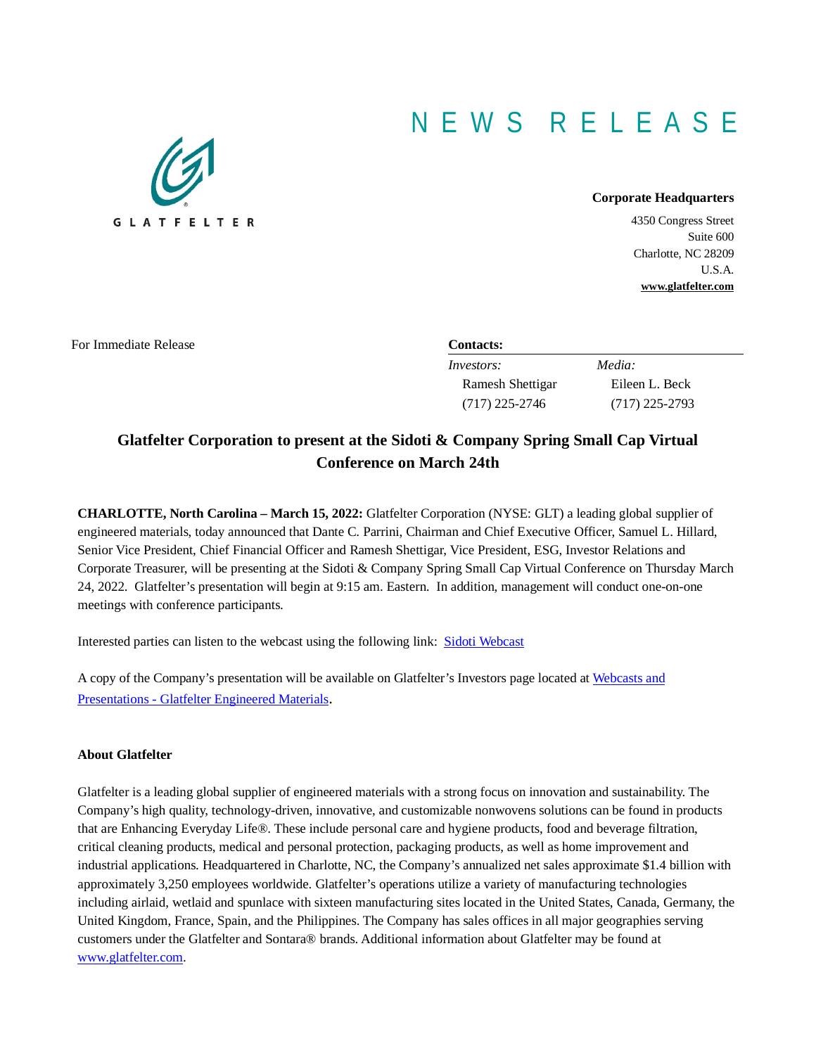GLATFELTER

# NEWS RELEASE

**Corporate Headquarters**

4350 Congress Street
Suite 600
Charlotte, NC 28209
U.S.A.
**www.glatfelter.com**

For Immediate Release

**Contacts:**

| *Investors:* | *Media:* |
| --- | --- |
| Ramesh Shettigar | Eileen L. Beck |
| (717) 225-2746 | (717) 225-2793 |

## Glatfelter Corporation to present at the Sidoti & Company Spring Small Cap Virtual Conference on March 24th

**CHARLOTTE, North Carolina – March 15, 2022:** Glatfelter Corporation (NYSE: GLT) a leading global supplier of engineered materials, today announced that Dante C. Parrini, Chairman and Chief Executive Officer, Samuel L. Hillard, Senior Vice President, Chief Financial Officer and Ramesh Shettigar, Vice President, ESG, Investor Relations and Corporate Treasurer, will be presenting at the Sidoti & Company Spring Small Cap Virtual Conference on Thursday March 24, 2022. Glatfelter's presentation will begin at 9:15 am. Eastern. In addition, management will conduct one-on-one meetings with conference participants.

Interested parties can listen to the webcast using the following link: Sidoti Webcast

A copy of the Company's presentation will be available on Glatfelter's Investors page located at Webcasts and Presentations - Glatfelter Engineered Materials.

**About Glatfelter**

Glatfelter is a leading global supplier of engineered materials with a strong focus on innovation and sustainability. The Company's high quality, technology-driven, innovative, and customizable nonwovens solutions can be found in products that are Enhancing Everyday Life®. These include personal care and hygiene products, food and beverage filtration, critical cleaning products, medical and personal protection, packaging products, as well as home improvement and industrial applications. Headquartered in Charlotte, NC, the Company's annualized net sales approximate $1.4 billion with approximately 3,250 employees worldwide. Glatfelter's operations utilize a variety of manufacturing technologies including airlaid, wetlaid and spunlace with sixteen manufacturing sites located in the United States, Canada, Germany, the United Kingdom, France, Spain, and the Philippines. The Company has sales offices in all major geographies serving customers under the Glatfelter and Sontara® brands. Additional information about Glatfelter may be found at www.glatfelter.com.